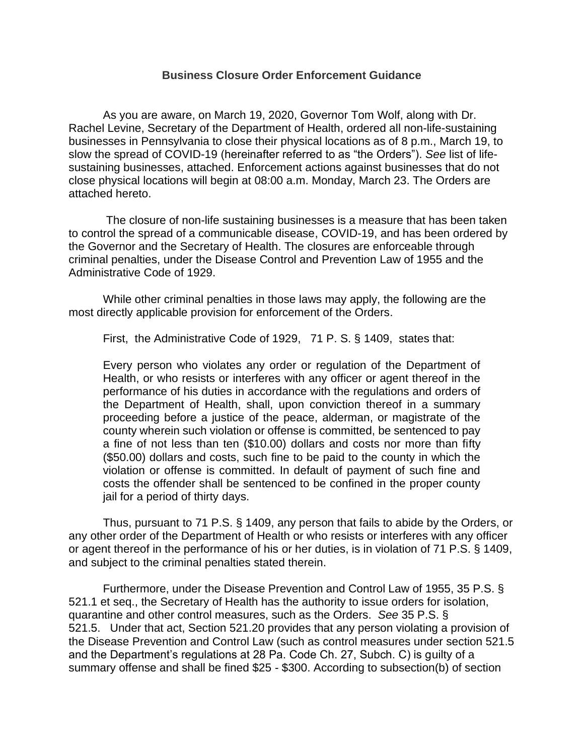## Business Closure Order Enforcement Guidance

As you are aware, on March 19, 2020, Governor Tom Wolf, along with Dr. Rachel Levine, Secretary of the Department of Health, ordered all non-life-sustaining businesses in Pennsylvania to close their physical locations as of 8 p.m., March 19, to slow the spread of COVID-19 (hereinafter referred to as "the Orders"). *See* list of life-sustaining businesses, attached. Enforcement actions against businesses that do not close physical locations will begin at 08:00 a.m. Monday, March 23. The Orders are attached hereto.

The closure of non-life sustaining businesses is a measure that has been taken to control the spread of a communicable disease, COVID-19, and has been ordered by the Governor and the Secretary of Health. The closures are enforceable through criminal penalties, under the Disease Control and Prevention Law of 1955 and the Administrative Code of 1929.

While other criminal penalties in those laws may apply, the following are the most directly applicable provision for enforcement of the Orders.

First, the Administrative Code of 1929, 71 P. S. § 1409, states that:

> Every person who violates any order or regulation of the Department of Health, or who resists or interferes with any officer or agent thereof in the performance of his duties in accordance with the regulations and orders of the Department of Health, shall, upon conviction thereof in a summary proceeding before a justice of the peace, alderman, or magistrate of the county wherein such violation or offense is committed, be sentenced to pay a fine of not less than ten ($10.00) dollars and costs nor more than fifty ($50.00) dollars and costs, such fine to be paid to the county in which the violation or offense is committed. In default of payment of such fine and costs the offender shall be sentenced to be confined in the proper county jail for a period of thirty days.

Thus, pursuant to 71 P.S. § 1409, any person that fails to abide by the Orders, or any other order of the Department of Health or who resists or interferes with any officer or agent thereof in the performance of his or her duties, is in violation of 71 P.S. § 1409, and subject to the criminal penalties stated therein.

Furthermore, under the Disease Prevention and Control Law of 1955, 35 P.S. § 521.1 et seq., the Secretary of Health has the authority to issue orders for isolation, quarantine and other control measures, such as the Orders. *See* 35 P.S. § 521.5. Under that act, Section 521.20 provides that any person violating a provision of the Disease Prevention and Control Law (such as control measures under section 521.5 and the Department's regulations at 28 Pa. Code Ch. 27, Subch. C) is guilty of a summary offense and shall be fined $25 - $300. According to subsection(b) of section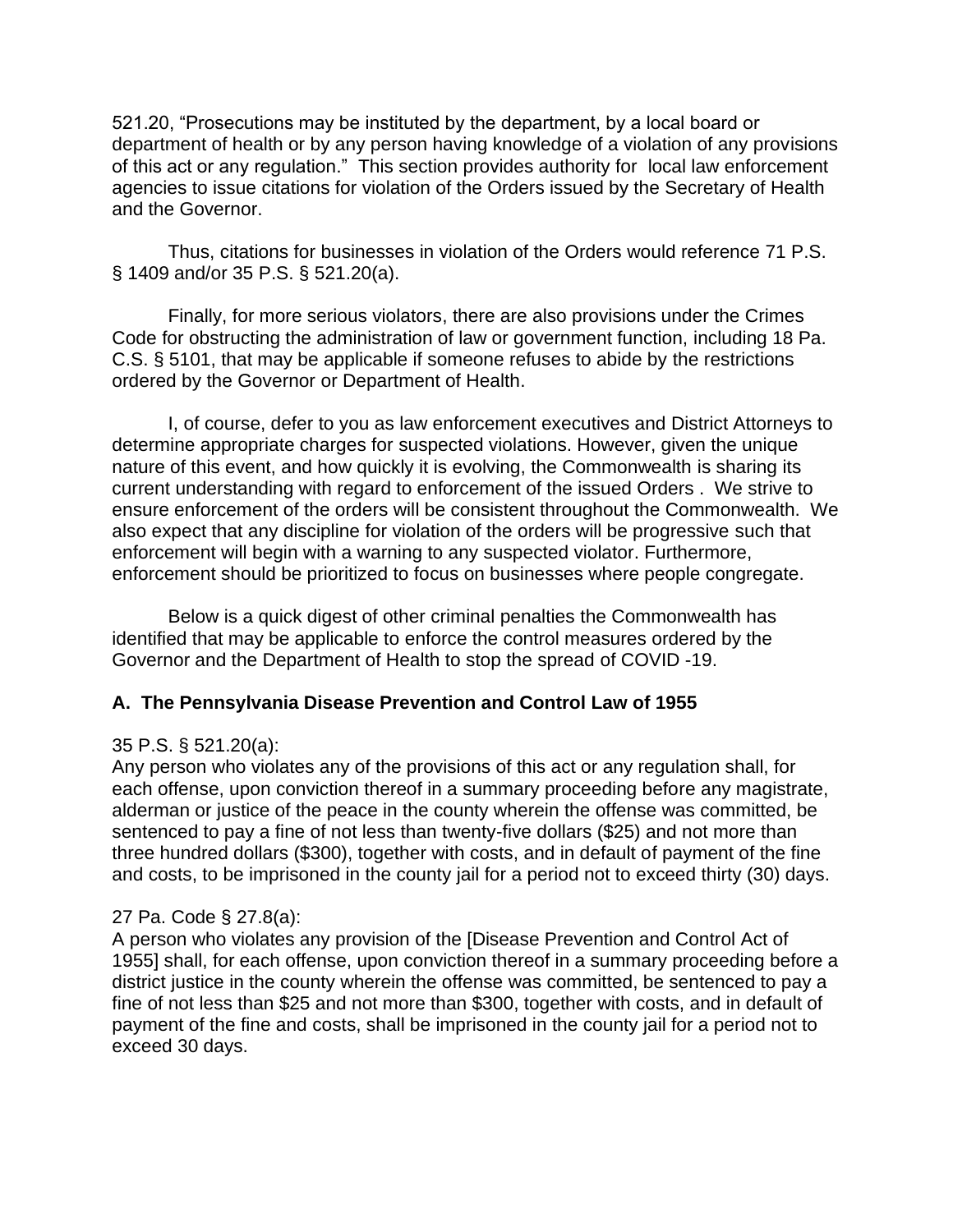521.20, "Prosecutions may be instituted by the department, by a local board or department of health or by any person having knowledge of a violation of any provisions of this act or any regulation." This section provides authority for local law enforcement agencies to issue citations for violation of the Orders issued by the Secretary of Health and the Governor.

Thus, citations for businesses in violation of the Orders would reference 71 P.S. § 1409 and/or 35 P.S. § 521.20(a).

Finally, for more serious violators, there are also provisions under the Crimes Code for obstructing the administration of law or government function, including 18 Pa. C.S. § 5101, that may be applicable if someone refuses to abide by the restrictions ordered by the Governor or Department of Health.

I, of course, defer to you as law enforcement executives and District Attorneys to determine appropriate charges for suspected violations. However, given the unique nature of this event, and how quickly it is evolving, the Commonwealth is sharing its current understanding with regard to enforcement of the issued Orders . We strive to ensure enforcement of the orders will be consistent throughout the Commonwealth. We also expect that any discipline for violation of the orders will be progressive such that enforcement will begin with a warning to any suspected violator. Furthermore, enforcement should be prioritized to focus on businesses where people congregate.

Below is a quick digest of other criminal penalties the Commonwealth has identified that may be applicable to enforce the control measures ordered by the Governor and the Department of Health to stop the spread of COVID -19.

**A. The Pennsylvania Disease Prevention and Control Law of 1955**

35 P.S. § 521.20(a):
Any person who violates any of the provisions of this act or any regulation shall, for each offense, upon conviction thereof in a summary proceeding before any magistrate, alderman or justice of the peace in the county wherein the offense was committed, be sentenced to pay a fine of not less than twenty-five dollars ($25) and not more than three hundred dollars ($300), together with costs, and in default of payment of the fine and costs, to be imprisoned in the county jail for a period not to exceed thirty (30) days.

27 Pa. Code § 27.8(a):
A person who violates any provision of the [Disease Prevention and Control Act of 1955] shall, for each offense, upon conviction thereof in a summary proceeding before a district justice in the county wherein the offense was committed, be sentenced to pay a fine of not less than $25 and not more than $300, together with costs, and in default of payment of the fine and costs, shall be imprisoned in the county jail for a period not to exceed 30 days.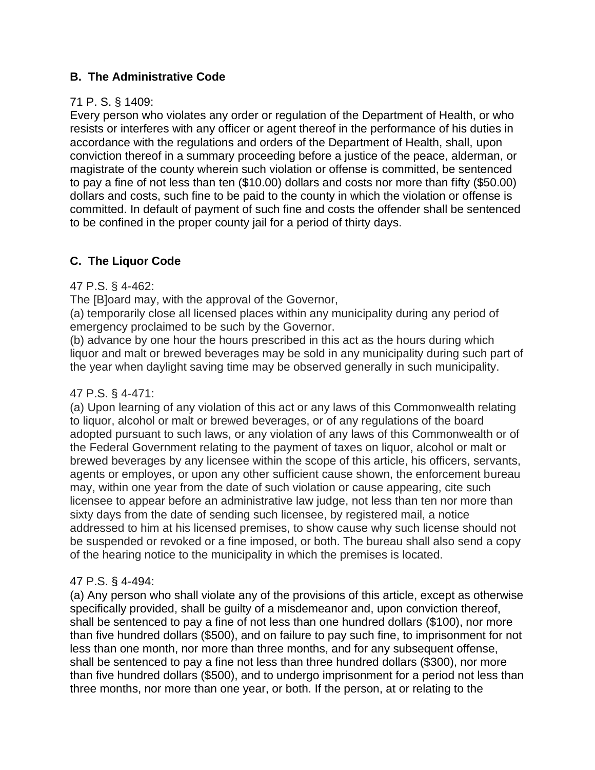### B. The Administrative Code

71 P. S. § 1409:
Every person who violates any order or regulation of the Department of Health, or who resists or interferes with any officer or agent thereof in the performance of his duties in accordance with the regulations and orders of the Department of Health, shall, upon conviction thereof in a summary proceeding before a justice of the peace, alderman, or magistrate of the county wherein such violation or offense is committed, be sentenced to pay a fine of not less than ten ($10.00) dollars and costs nor more than fifty ($50.00) dollars and costs, such fine to be paid to the county in which the violation or offense is committed. In default of payment of such fine and costs the offender shall be sentenced to be confined in the proper county jail for a period of thirty days.

### C. The Liquor Code

47 P.S. § 4-462:
The [B]oard may, with the approval of the Governor,
(a) temporarily close all licensed places within any municipality during any period of emergency proclaimed to be such by the Governor.
(b) advance by one hour the hours prescribed in this act as the hours during which liquor and malt or brewed beverages may be sold in any municipality during such part of the year when daylight saving time may be observed generally in such municipality.

47 P.S. § 4-471:
(a) Upon learning of any violation of this act or any laws of this Commonwealth relating to liquor, alcohol or malt or brewed beverages, or of any regulations of the board adopted pursuant to such laws, or any violation of any laws of this Commonwealth or of the Federal Government relating to the payment of taxes on liquor, alcohol or malt or brewed beverages by any licensee within the scope of this article, his officers, servants, agents or employes, or upon any other sufficient cause shown, the enforcement bureau may, within one year from the date of such violation or cause appearing, cite such licensee to appear before an administrative law judge, not less than ten nor more than sixty days from the date of sending such licensee, by registered mail, a notice addressed to him at his licensed premises, to show cause why such license should not be suspended or revoked or a fine imposed, or both. The bureau shall also send a copy of the hearing notice to the municipality in which the premises is located.

47 P.S. § 4-494:
(a) Any person who shall violate any of the provisions of this article, except as otherwise specifically provided, shall be guilty of a misdemeanor and, upon conviction thereof, shall be sentenced to pay a fine of not less than one hundred dollars ($100), nor more than five hundred dollars ($500), and on failure to pay such fine, to imprisonment for not less than one month, nor more than three months, and for any subsequent offense, shall be sentenced to pay a fine not less than three hundred dollars ($300), nor more than five hundred dollars ($500), and to undergo imprisonment for a period not less than three months, nor more than one year, or both. If the person, at or relating to the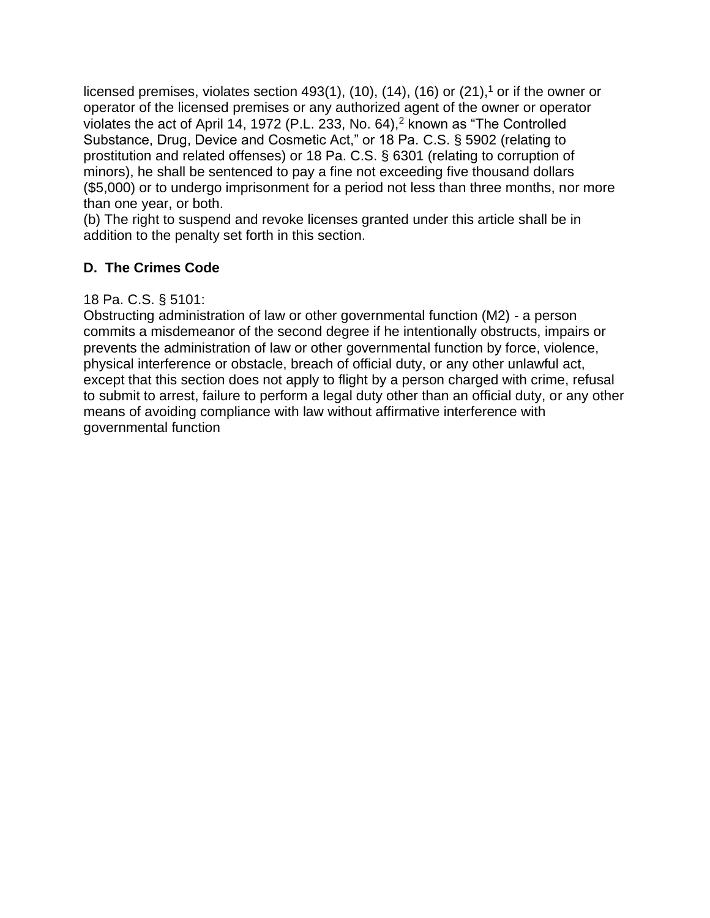licensed premises, violates section 493(1), (10), (14), (16) or (21),[1] or if the owner or operator of the licensed premises or any authorized agent of the owner or operator violates the act of April 14, 1972 (P.L. 233, No. 64),[2] known as "The Controlled Substance, Drug, Device and Cosmetic Act," or 18 Pa. C.S. § 5902 (relating to prostitution and related offenses) or 18 Pa. C.S. § 6301 (relating to corruption of minors), he shall be sentenced to pay a fine not exceeding five thousand dollars ($5,000) or to undergo imprisonment for a period not less than three months, nor more than one year, or both.
(b) The right to suspend and revoke licenses granted under this article shall be in addition to the penalty set forth in this section.

**D. The Crimes Code**

18 Pa. C.S. § 5101:
Obstructing administration of law or other governmental function (M2) - a person commits a misdemeanor of the second degree if he intentionally obstructs, impairs or prevents the administration of law or other governmental function by force, violence, physical interference or obstacle, breach of official duty, or any other unlawful act, except that this section does not apply to flight by a person charged with crime, refusal to submit to arrest, failure to perform a legal duty other than an official duty, or any other means of avoiding compliance with law without affirmative interference with governmental function